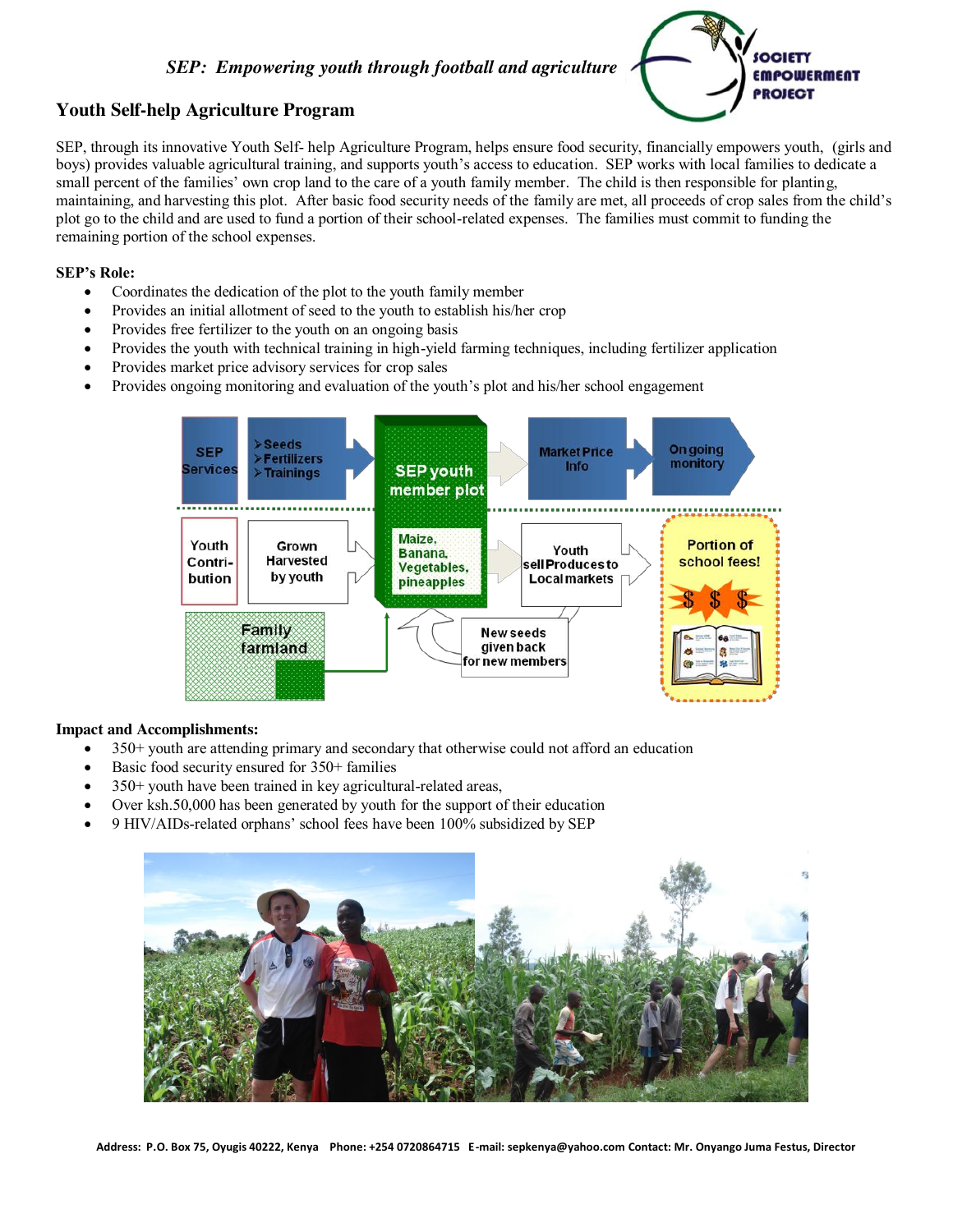*SEP: Empowering youth through football and agriculture*

SOCIETY EMPOWERMENT PROJECT

## Youth Self-help Agriculture Program

SEP, through its innovative Youth Self- help Agriculture Program, helps ensure food security, financially empowers youth, (girls and boys) provides valuable agricultural training, and supports youth's access to education. SEP works with local families to dedicate a small percent of the families' own crop land to the care of a youth family member. The child is then responsible for planting, maintaining, and harvesting this plot. After basic food security needs of the family are met, all proceeds of crop sales from the child's plot go to the child and are used to fund a portion of their school-related expenses. The families must commit to funding the remaining portion of the school expenses.

**SEP's Role:**

- Coordinates the dedication of the plot to the youth family member
- Provides an initial allotment of seed to the youth to establish his/her crop
- Provides free fertilizer to the youth on an ongoing basis
- Provides the youth with technical training in high-yield farming techniques, including fertilizer application
- Provides market price advisory services for crop sales
- Provides ongoing monitoring and evaluation of the youth's plot and his/her school engagement

SEP Services → Seeds, Fertilizers, Trainings → SEP youth member plot → Market Price Info → Ongoing monitory

Youth Contribution → Grown Harvested by youth → Maize, Banana, Vegetables, pineapples → Youth sell Produces to Local markets → Portion of school fees!

Family farmland → SEP youth member plot; New seeds given back for new members

**Impact and Accomplishments:**

- 350+ youth are attending primary and secondary that otherwise could not afford an education
- Basic food security ensured for 350+ families
- 350+ youth have been trained in key agricultural-related areas,
- Over ksh.50,000 has been generated by youth for the support of their education
- 9 HIV/AIDs-related orphans' school fees have been 100% subsidized by SEP

Address: P.O. Box 75, Oyugis 40222, Kenya Phone: +254 0720864715 E-mail: sepkenya@yahoo.com Contact: Mr. Onyango Juma Festus, Director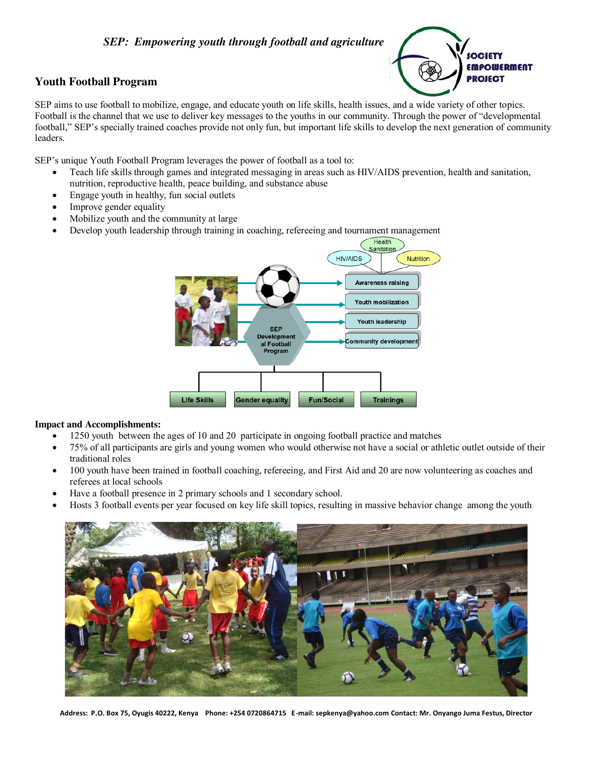*SEP: Empowering youth through football and agriculture*

SOCIETY EMPOWERMENT PROJECT

## Youth Football Program

SEP aims to use football to mobilize, engage, and educate youth on life skills, health issues, and a wide variety of other topics. Football is the channel that we use to deliver key messages to the youths in our community. Through the power of "developmental football," SEP's specially trained coaches provide not only fun, but important life skills to develop the next generation of community leaders.

SEP's unique Youth Football Program leverages the power of football as a tool to:

- Teach life skills through games and integrated messaging in areas such as HIV/AIDS prevention, health and sanitation, nutrition, reproductive health, peace building, and substance abuse
- Engage youth in healthy, fun social outlets
- Improve gender equality
- Mobilize youth and the community at large
- Develop youth leadership through training in coaching, refereeing and tournament management

Health Sanitation
HIV/AIDS
Nutrition
Awareness raising
Youth mobilization
Youth leadership
Community development
SEP Development al Football Program
Life Skills
Gender equality
Fun/Social
Trainings

**Impact and Accomplishments:**

- 1250 youth between the ages of 10 and 20 participate in ongoing football practice and matches
- 75% of all participants are girls and young women who would otherwise not have a social or athletic outlet outside of their traditional roles
- 100 youth have been trained in football coaching, refereeing, and First Aid and 20 are now volunteering as coaches and referees at local schools
- Have a football presence in 2 primary schools and 1 secondary school.
- Hosts 3 football events per year focused on key life skill topics, resulting in massive behavior change among the youth

**Address: P.O. Box 75, Oyugis 40222, Kenya Phone: +254 0720864715 E-mail: sepkenya@yahoo.com Contact: Mr. Onyango Juma Festus, Director**